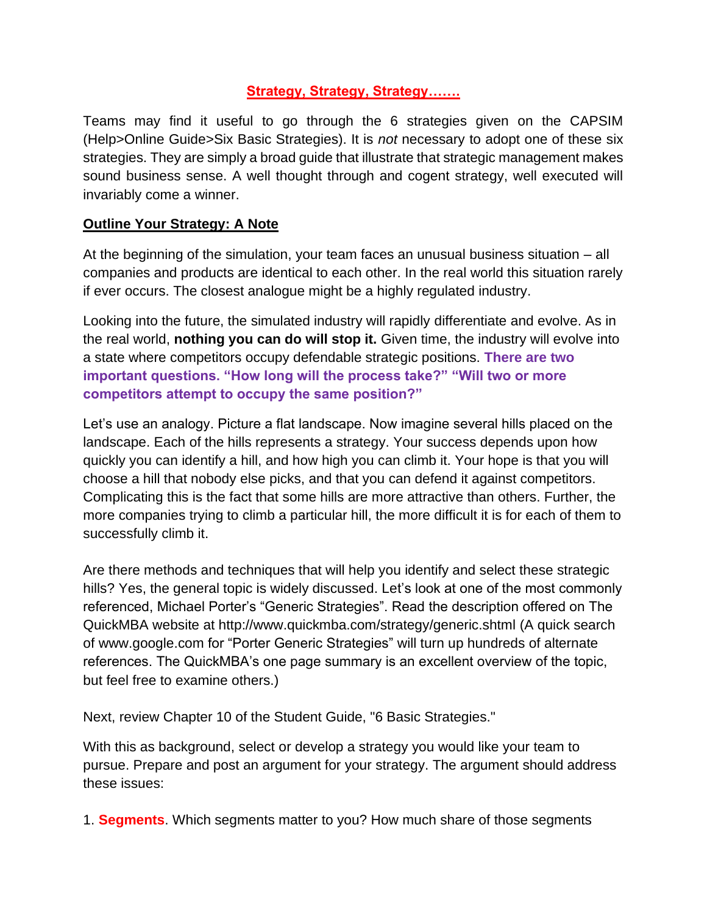# Strategy, Strategy, Strategy…….

Teams may find it useful to go through the 6 strategies given on the CAPSIM (Help>Online Guide>Six Basic Strategies). It is *not* necessary to adopt one of these six strategies. They are simply a broad guide that illustrate that strategic management makes sound business sense. A well thought through and cogent strategy, well executed will invariably come a winner.

## Outline Your Strategy: A Note

At the beginning of the simulation, your team faces an unusual business situation – all companies and products are identical to each other. In the real world this situation rarely if ever occurs. The closest analogue might be a highly regulated industry.

Looking into the future, the simulated industry will rapidly differentiate and evolve. As in the real world, **nothing you can do will stop it.** Given time, the industry will evolve into a state where competitors occupy defendable strategic positions. **There are two important questions. "How long will the process take?" "Will two or more competitors attempt to occupy the same position?"**

Let's use an analogy. Picture a flat landscape. Now imagine several hills placed on the landscape. Each of the hills represents a strategy. Your success depends upon how quickly you can identify a hill, and how high you can climb it. Your hope is that you will choose a hill that nobody else picks, and that you can defend it against competitors. Complicating this is the fact that some hills are more attractive than others. Further, the more companies trying to climb a particular hill, the more difficult it is for each of them to successfully climb it.

Are there methods and techniques that will help you identify and select these strategic hills? Yes, the general topic is widely discussed. Let's look at one of the most commonly referenced, Michael Porter's "Generic Strategies". Read the description offered on The QuickMBA website at http://www.quickmba.com/strategy/generic.shtml (A quick search of www.google.com for "Porter Generic Strategies" will turn up hundreds of alternate references. The QuickMBA's one page summary is an excellent overview of the topic, but feel free to examine others.)

Next, review Chapter 10 of the Student Guide, "6 Basic Strategies."

With this as background, select or develop a strategy you would like your team to pursue. Prepare and post an argument for your strategy. The argument should address these issues:

1. **Segments**. Which segments matter to you? How much share of those segments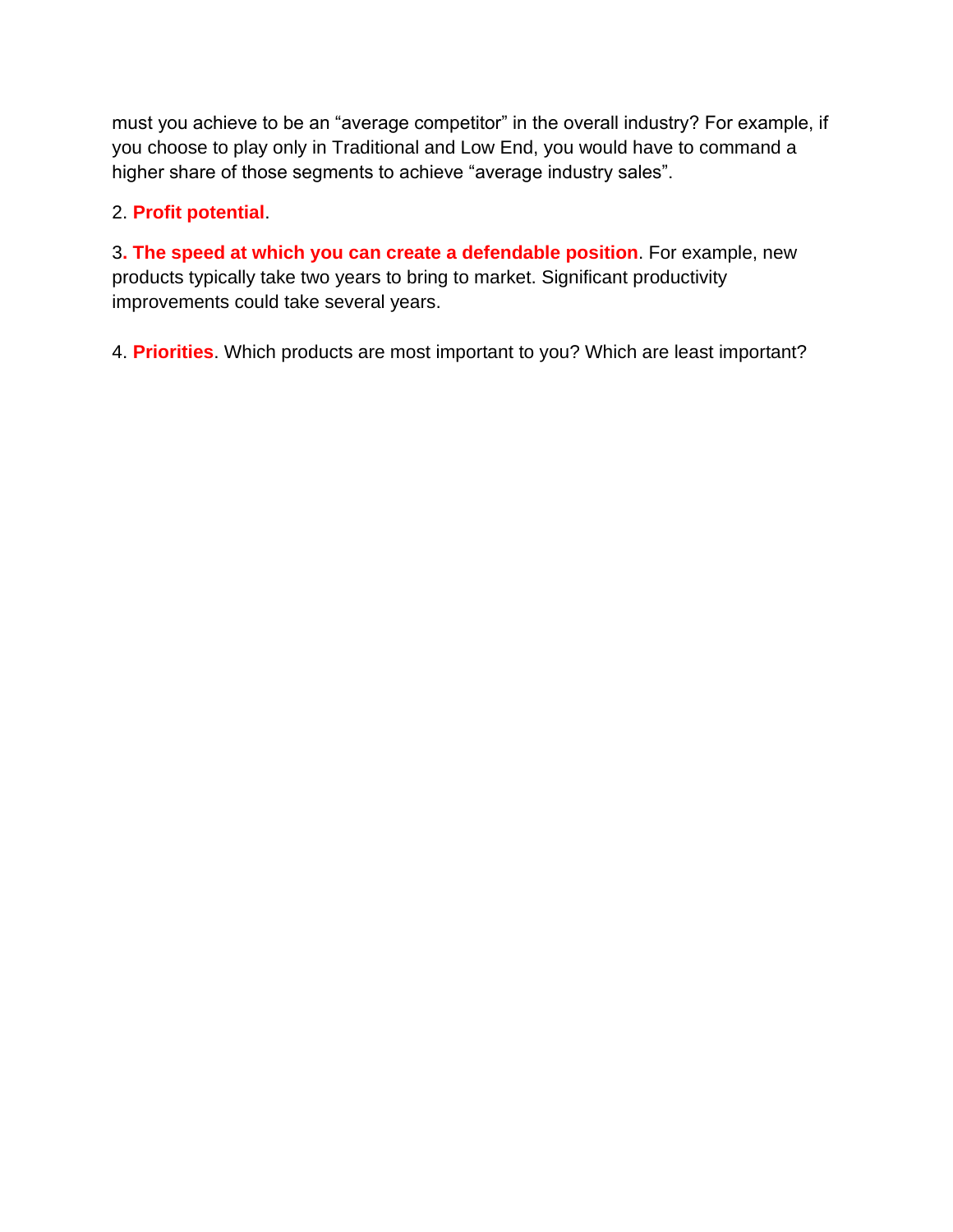must you achieve to be an "average competitor" in the overall industry? For example, if you choose to play only in Traditional and Low End, you would have to command a higher share of those segments to achieve "average industry sales".

2. **Profit potential**.

3**. The speed at which you can create a defendable position**. For example, new products typically take two years to bring to market. Significant productivity improvements could take several years.

4. **Priorities**. Which products are most important to you? Which are least important?